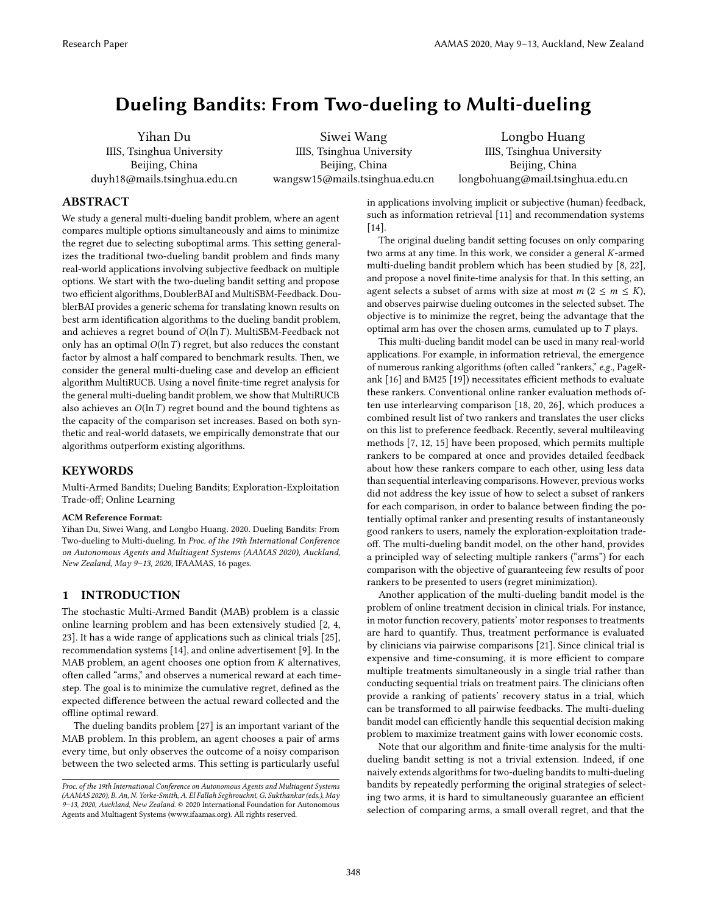# Dueling Bandits: From Two-dueling to Multi-dueling

Yihan Du
IIIS, Tsinghua University
Beijing, China
duyh18@mails.tsinghua.edu.cn

Siwei Wang
IIIS, Tsinghua University
Beijing, China
wangsw15@mails.tsinghua.edu.cn

Longbo Huang
IIIS, Tsinghua University
Beijing, China
longbohuang@mail.tsinghua.edu.cn

## ABSTRACT

We study a general multi-dueling bandit problem, where an agent compares multiple options simultaneously and aims to minimize the regret due to selecting suboptimal arms. This setting generalizes the traditional two-dueling bandit problem and finds many real-world applications involving subjective feedback on multiple options. We start with the two-dueling bandit setting and propose two efficient algorithms, DoublerBAI and MultiSBM-Feedback. DoublerBAI provides a generic schema for translating known results on best arm identification algorithms to the dueling bandit problem, and achieves a regret bound of $O(\ln T)$. MultiSBM-Feedback not only has an optimal $O(\ln T)$ regret, but also reduces the constant factor by almost a half compared to benchmark results. Then, we consider the general multi-dueling case and develop an efficient algorithm MultiRUCB. Using a novel finite-time regret analysis for the general multi-dueling bandit problem, we show that MultiRUCB also achieves an $O(\ln T)$ regret bound and the bound tightens as the capacity of the comparison set increases. Based on both synthetic and real-world datasets, we empirically demonstrate that our algorithms outperform existing algorithms.

## KEYWORDS

Multi-Armed Bandits; Dueling Bandits; Exploration-Exploitation Trade-off; Online Learning

**ACM Reference Format:**
Yihan Du, Siwei Wang, and Longbo Huang. 2020. Dueling Bandits: From Two-dueling to Multi-dueling. In *Proc. of the 19th International Conference on Autonomous Agents and Multiagent Systems (AAMAS 2020), Auckland, New Zealand, May 9–13, 2020,* IFAAMAS, 16 pages.

## 1 INTRODUCTION

The stochastic Multi-Armed Bandit (MAB) problem is a classic online learning problem and has been extensively studied [2, 4, 23]. It has a wide range of applications such as clinical trials [25], recommendation systems [14], and online advertisement [9]. In the MAB problem, an agent chooses one option from $K$ alternatives, often called "arms," and observes a numerical reward at each timestep. The goal is to minimize the cumulative regret, defined as the expected difference between the actual reward collected and the offline optimal reward.

The dueling bandits problem [27] is an important variant of the MAB problem. In this problem, an agent chooses a pair of arms every time, but only observes the outcome of a noisy comparison between the two selected arms. This setting is particularly useful in applications involving implicit or subjective (human) feedback, such as information retrieval [11] and recommendation systems [14].

The original dueling bandit setting focuses on only comparing two arms at any time. In this work, we consider a general $K$-armed multi-dueling bandit problem which has been studied by [8, 22], and propose a novel finite-time analysis for that. In this setting, an agent selects a subset of arms with size at most $m$ ($2 \leq m \leq K$), and observes pairwise dueling outcomes in the selected subset. The objective is to minimize the regret, being the advantage that the optimal arm has over the chosen arms, cumulated up to $T$ plays.

This multi-dueling bandit model can be used in many real-world applications. For example, in information retrieval, the emergence of numerous ranking algorithms (often called "rankers," *e.g.*, PageRank [16] and BM25 [19]) necessitates efficient methods to evaluate these rankers. Conventional online ranker evaluation methods often use interlearving comparison [18, 20, 26], which produces a combined result list of two rankers and translates the user clicks on this list to preference feedback. Recently, several multileaving methods [7, 12, 15] have been proposed, which permits multiple rankers to be compared at once and provides detailed feedback about how these rankers compare to each other, using less data than sequential interleaving comparisons. However, previous works did not address the key issue of how to select a subset of rankers for each comparison, in order to balance between finding the potentially optimal ranker and presenting results of instantaneously good rankers to users, namely the exploration-exploitation tradeoff. The multi-dueling bandit model, on the other hand, provides a principled way of selecting multiple rankers ("arms") for each comparison with the objective of guaranteeing few results of poor rankers to be presented to users (regret minimization).

Another application of the multi-dueling bandit model is the problem of online treatment decision in clinical trials. For instance, in motor function recovery, patients' motor responses to treatments are hard to quantify. Thus, treatment performance is evaluated by clinicians via pairwise comparisons [21]. Since clinical trial is expensive and time-consuming, it is more efficient to compare multiple treatments simultaneously in a single trial rather than conducting sequential trials on treatment pairs. The clinicians often provide a ranking of patients' recovery status in a trial, which can be transformed to all pairwise feedbacks. The multi-dueling bandit model can efficiently handle this sequential decision making problem to maximize treatment gains with lower economic costs.

Note that our algorithm and finite-time analysis for the multi-dueling bandit setting is not a trivial extension. Indeed, if one naively extends algorithms for two-dueling bandits to multi-dueling bandits by repeatedly performing the original strategies of selecting two arms, it is hard to simultaneously guarantee an efficient selection of comparing arms, a small overall regret, and that the

*Proc. of the 19th International Conference on Autonomous Agents and Multiagent Systems (AAMAS 2020), B. An, N. Yorke-Smith, A. El Fallah Seghrouchni, G. Sukthankar (eds.), May 9–13, 2020, Auckland, New Zealand.* © 2020 International Foundation for Autonomous Agents and Multiagent Systems (www.ifaamas.org). All rights reserved.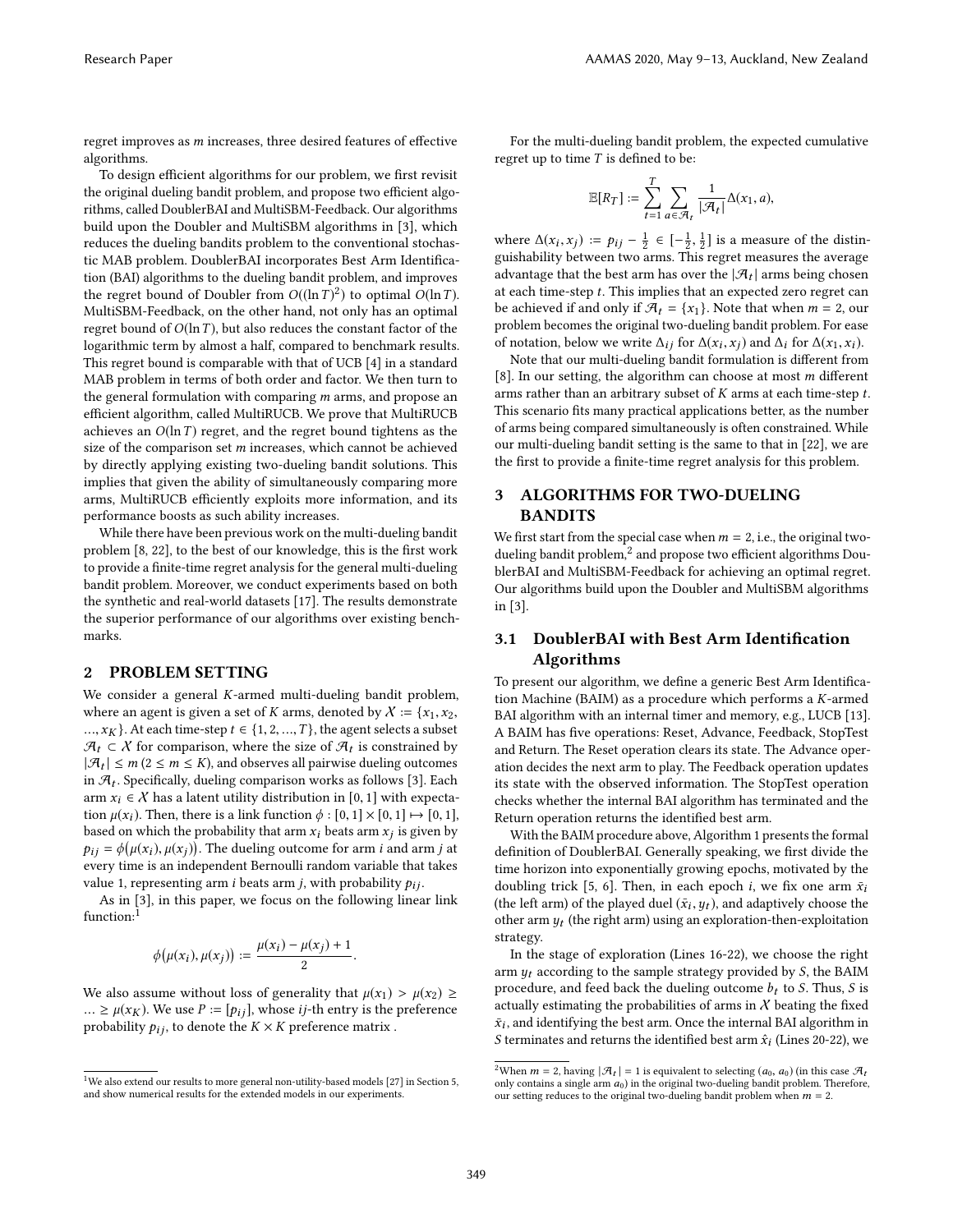regret improves as $m$ increases, three desired features of effective algorithms.

To design efficient algorithms for our problem, we first revisit the original dueling bandit problem, and propose two efficient algorithms, called DoublerBAI and MultiSBM-Feedback. Our algorithms build upon the Doubler and MultiSBM algorithms in [3], which reduces the dueling bandits problem to the conventional stochastic MAB problem. DoublerBAI incorporates Best Arm Identification (BAI) algorithms to the dueling bandit problem, and improves the regret bound of Doubler from $O((\ln T)^2)$ to optimal $O(\ln T)$. MultiSBM-Feedback, on the other hand, not only has an optimal regret bound of $O(\ln T)$, but also reduces the constant factor of the logarithmic term by almost a half, compared to benchmark results. This regret bound is comparable with that of UCB [4] in a standard MAB problem in terms of both order and factor. We then turn to the general formulation with comparing $m$ arms, and propose an efficient algorithm, called MultiRUCB. We prove that MultiRUCB achieves an $O(\ln T)$ regret, and the regret bound tightens as the size of the comparison set $m$ increases, which cannot be achieved by directly applying existing two-dueling bandit solutions. This implies that given the ability of simultaneously comparing more arms, MultiRUCB efficiently exploits more information, and its performance boosts as such ability increases.

While there have been previous work on the multi-dueling bandit problem [8, 22], to the best of our knowledge, this is the first work to provide a finite-time regret analysis for the general multi-dueling bandit problem. Moreover, we conduct experiments based on both the synthetic and real-world datasets [17]. The results demonstrate the superior performance of our algorithms over existing benchmarks.

## 2 PROBLEM SETTING

We consider a general $K$-armed multi-dueling bandit problem, where an agent is given a set of $K$ arms, denoted by $\mathcal{X} := \{x_1, x_2, ..., x_K\}$. At each time-step $t \in \{1, 2, ..., T\}$, the agent selects a subset $\mathcal{A}_t \subset \mathcal{X}$ for comparison, where the size of $\mathcal{A}_t$ is constrained by $|\mathcal{A}_t| \leq m$ $(2 \leq m \leq K)$, and observes all pairwise dueling outcomes in $\mathcal{A}_t$. Specifically, dueling comparison works as follows [3]. Each arm $x_i \in \mathcal{X}$ has a latent utility distribution in $[0, 1]$ with expectation $\mu(x_i)$. Then, there is a link function $\phi : [0, 1] \times [0, 1] \mapsto [0, 1]$, based on which the probability that arm $x_i$ beats arm $x_j$ is given by $p_{ij} = \phi\big(\mu(x_i), \mu(x_j)\big)$. The dueling outcome for arm $i$ and arm $j$ at every time is an independent Bernoulli random variable that takes value 1, representing arm $i$ beats arm $j$, with probability $p_{ij}$.

As in [3], in this paper, we focus on the following linear link function:[1]

$$\phi\big(\mu(x_i), \mu(x_j)\big) := \frac{\mu(x_i) - \mu(x_j) + 1}{2}.$$

We also assume without loss of generality that $\mu(x_1) > \mu(x_2) \geq ... \geq \mu(x_K)$. We use $P := [p_{ij}]$, whose $ij$-th entry is the preference probability $p_{ij}$, to denote the $K \times K$ preference matrix .

For the multi-dueling bandit problem, the expected cumulative regret up to time $T$ is defined to be:

$$\mathbb{E}[R_T] := \sum_{t=1}^{T} \sum_{a \in \mathcal{A}_t} \frac{1}{|\mathcal{A}_t|} \Delta(x_1, a),$$

where $\Delta(x_i, x_j) := p_{ij} - \frac{1}{2} \in [-\frac{1}{2}, \frac{1}{2}]$ is a measure of the distinguishability between two arms. This regret measures the average advantage that the best arm has over the $|\mathcal{A}_t|$ arms being chosen at each time-step $t$. This implies that an expected zero regret can be achieved if and only if $\mathcal{A}_t = \{x_1\}$. Note that when $m = 2$, our problem becomes the original two-dueling bandit problem. For ease of notation, below we write $\Delta_{ij}$ for $\Delta(x_i, x_j)$ and $\Delta_i$ for $\Delta(x_1, x_i)$.

Note that our multi-dueling bandit formulation is different from [8]. In our setting, the algorithm can choose at most $m$ different arms rather than an arbitrary subset of $K$ arms at each time-step $t$. This scenario fits many practical applications better, as the number of arms being compared simultaneously is often constrained. While our multi-dueling bandit setting is the same to that in [22], we are the first to provide a finite-time regret analysis for this problem.

## 3 ALGORITHMS FOR TWO-DUELING BANDITS

We first start from the special case when $m = 2$, i.e., the original two-dueling bandit problem,[2] and propose two efficient algorithms DoublerBAI and MultiSBM-Feedback for achieving an optimal regret. Our algorithms build upon the Doubler and MultiSBM algorithms in [3].

### 3.1 DoublerBAI with Best Arm Identification Algorithms

To present our algorithm, we define a generic Best Arm Identification Machine (BAIM) as a procedure which performs a $K$-armed BAI algorithm with an internal timer and memory, e.g., LUCB [13]. A BAIM has five operations: Reset, Advance, Feedback, StopTest and Return. The Reset operation clears its state. The Advance operation decides the next arm to play. The Feedback operation updates its state with the observed information. The StopTest operation checks whether the internal BAI algorithm has terminated and the Return operation returns the identified best arm.

With the BAIM procedure above, Algorithm 1 presents the formal definition of DoublerBAI. Generally speaking, we first divide the time horizon into exponentially growing epochs, motivated by the doubling trick [5, 6]. Then, in each epoch $i$, we fix one arm $\bar{x}_i$ (the left arm) of the played duel $(\bar{x}_i, y_t)$, and adaptively choose the other arm $y_t$ (the right arm) using an exploration-then-exploitation strategy.

In the stage of exploration (Lines 16-22), we choose the right arm $y_t$ according to the sample strategy provided by $S$, the BAIM procedure, and feed back the dueling outcome $b_t$ to $S$. Thus, $S$ is actually estimating the probabilities of arms in $\mathcal{X}$ beating the fixed $\bar{x}_i$, and identifying the best arm. Once the internal BAI algorithm in $S$ terminates and returns the identified best arm $\hat{x}_i$ (Lines 20-22), we

---

[1] We also extend our results to more general non-utility-based models [27] in Section 5, and show numerical results for the extended models in our experiments.

[2] When $m = 2$, having $|\mathcal{A}_t| = 1$ is equivalent to selecting $(a_0, a_0)$ (in this case $\mathcal{A}_t$ only contains a single arm $a_0$) in the original two-dueling bandit problem. Therefore, our setting reduces to the original two-dueling bandit problem when $m = 2$.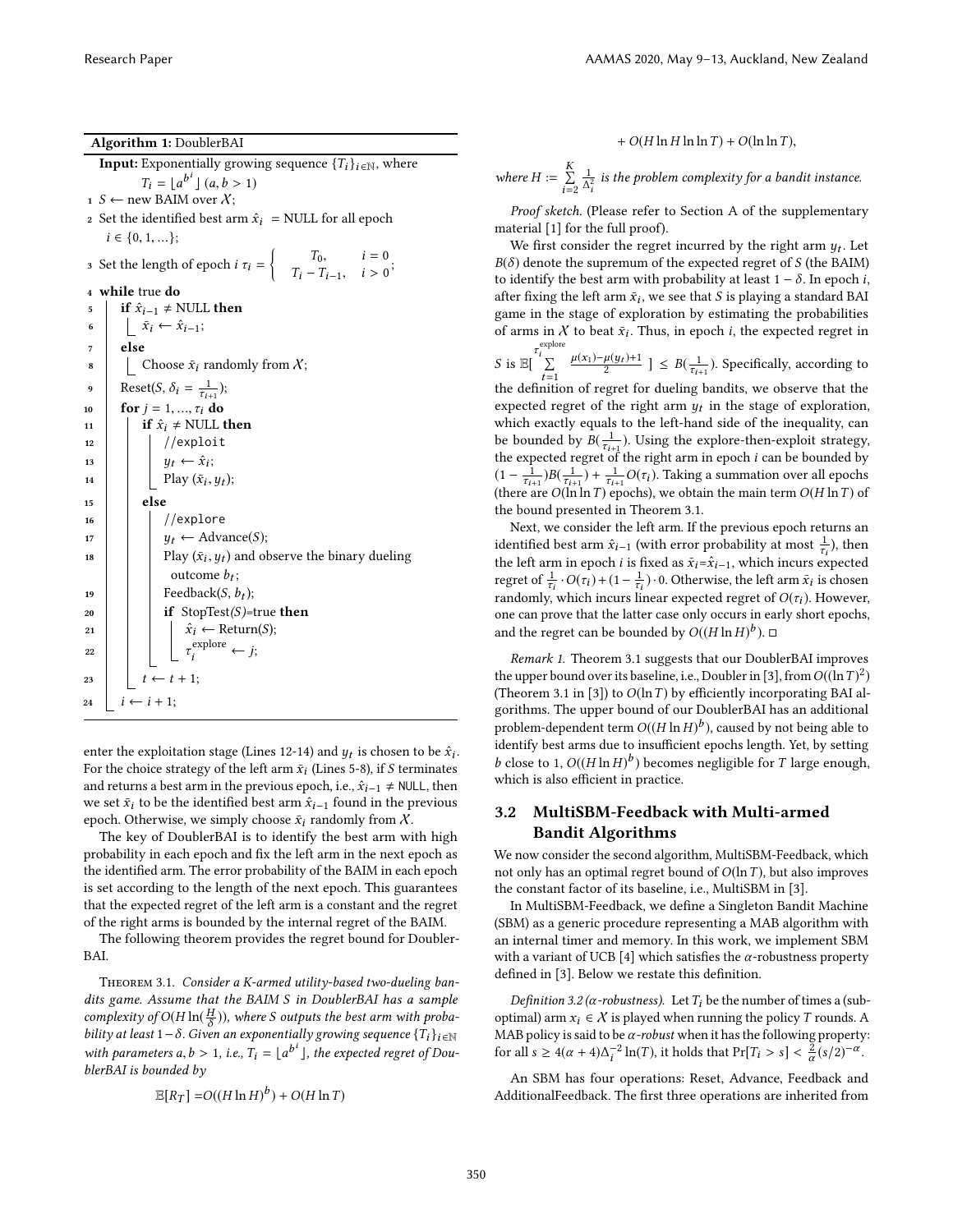**Algorithm 1:** DoublerBAI

```
Input: Exponentially growing sequence {T_i}_{i∈ℕ}, where
       T_i = ⌊a^{b^i}⌋ (a, b > 1)
1  S ← new BAIM over X;
2  Set the identified best arm x̂_i = NULL for all epoch
   i ∈ {0, 1, ...};
3  Set the length of epoch i τ_i = { T_0,           i = 0
                                    { T_i − T_{i−1},  i > 0 ;
4  while true do
5      if x̂_{i−1} ≠ NULL then
6          x̄_i ← x̂_{i−1};
7      else
8          Choose x̄_i randomly from X;
9      Reset(S, δ_i = 1/τ_{i+1});
10     for j = 1, ..., τ_i do
11         if x̂_i ≠ NULL then
12             //exploit
13             y_t ← x̂_i;
14             Play (x̄_i, y_t);
15         else
16             //explore
17             y_t ← Advance(S);
18             Play (x̄_i, y_t) and observe the binary dueling
                 outcome b_t;
19             Feedback(S, b_t);
20             if StopTest(S)=true then
21                 x̂_i ← Return(S);
22                 τ_i^explore ← j;
23         t ← t + 1;
24     i ← i + 1;
```

enter the exploitation stage (Lines 12-14) and $y_t$ is chosen to be $\hat{x}_i$. For the choice strategy of the left arm $\bar{x}_i$ (Lines 5-8), if $S$ terminates and returns a best arm in the previous epoch, i.e., $\hat{x}_{i-1} \neq$ NULL, then we set $\bar{x}_i$ to be the identified best arm $\hat{x}_{i-1}$ found in the previous epoch. Otherwise, we simply choose $\bar{x}_i$ randomly from $\mathcal{X}$.

The key of DoublerBAI is to identify the best arm with high probability in each epoch and fix the left arm in the next epoch as the identified arm. The error probability of the BAIM in each epoch is set according to the length of the next epoch. This guarantees that the expected regret of the left arm is a constant and the regret of the right arms is bounded by the internal regret of the BAIM.

The following theorem provides the regret bound for DoublerBAI.

Theorem 3.1. *Consider a K-armed utility-based two-dueling bandits game. Assume that the BAIM S in DoublerBAI has a sample complexity of $O(H\ln(\frac{H}{\delta}))$, where S outputs the best arm with probability at least $1-\delta$. Given an exponentially growing sequence $\{T_i\}_{i\in\mathbb{N}}$ with parameters $a, b > 1$, i.e., $T_i = \lfloor a^{b^i} \rfloor$, the expected regret of DoublerBAI is bounded by*

$$\mathbb{E}[R_T] = O((H\ln H)^b) + O(H\ln T) + O(H\ln H \ln\ln T) + O(\ln\ln T),$$

*where $H := \sum_{i=2}^{K} \frac{1}{\Delta_i^2}$ is the problem complexity for a bandit instance.*

*Proof sketch.* (Please refer to Section A of the supplementary material [1] for the full proof).

We first consider the regret incurred by the right arm $y_t$. Let $B(\delta)$ denote the supremum of the expected regret of $S$ (the BAIM) to identify the best arm with probability at least $1-\delta$. In epoch $i$, after fixing the left arm $\bar{x}_i$, we see that $S$ is playing a standard BAI game in the stage of exploration by estimating the probabilities of arms in $\mathcal{X}$ to beat $\bar{x}_i$. Thus, in epoch $i$, the expected regret in $S$ is $\mathbb{E}[\sum_{t=1}^{\tau_i^{\text{explore}}} \frac{\mu(x_1)-\mu(y_t)+1}{2}] \leq B(\frac{1}{\tau_{i+1}})$. Specifically, according to the definition of regret for dueling bandits, we observe that the expected regret of the right arm $y_t$ in the stage of exploration, which exactly equals to the left-hand side of the inequality, can be bounded by $B(\frac{1}{\tau_{i+1}})$. Using the explore-then-exploit strategy, the expected regret of the right arm in epoch $i$ can be bounded by $(1-\frac{1}{\tau_{i+1}})B(\frac{1}{\tau_{i+1}}) + \frac{1}{\tau_{i+1}}O(\tau_i)$. Taking a summation over all epochs (there are $O(\ln\ln T)$ epochs), we obtain the main term $O(H\ln T)$ of the bound presented in Theorem 3.1.

Next, we consider the left arm. If the previous epoch returns an identified best arm $\hat{x}_{i-1}$ (with error probability at most $\frac{1}{\tau_i}$), then the left arm in epoch $i$ is fixed as $\bar{x}_i = \hat{x}_{i-1}$, which incurs expected regret of $\frac{1}{\tau_i}\cdot O(\tau_i) + (1-\frac{1}{\tau_i})\cdot 0$. Otherwise, the left arm $\bar{x}_i$ is chosen randomly, which incurs linear expected regret of $O(\tau_i)$. However, one can prove that the latter case only occurs in early short epochs, and the regret can be bounded by $O((H\ln H)^b)$. □

*Remark 1.* Theorem 3.1 suggests that our DoublerBAI improves the upper bound over its baseline, i.e., Doubler in [3], from $O((\ln T)^2)$ (Theorem 3.1 in [3]) to $O(\ln T)$ by efficiently incorporating BAI algorithms. The upper bound of our DoublerBAI has an additional problem-dependent term $O((H\ln H)^b)$, caused by not being able to identify best arms due to insufficient epochs length. Yet, by setting $b$ close to 1, $O((H\ln H)^b)$ becomes negligible for $T$ large enough, which is also efficient in practice.

### 3.2 MultiSBM-Feedback with Multi-armed Bandit Algorithms

We now consider the second algorithm, MultiSBM-Feedback, which not only has an optimal regret bound of $O(\ln T)$, but also improves the constant factor of its baseline, i.e., MultiSBM in [3].

In MultiSBM-Feedback, we define a Singleton Bandit Machine (SBM) as a generic procedure representing a MAB algorithm with an internal timer and memory. In this work, we implement SBM with a variant of UCB [4] which satisfies the $\alpha$-robustness property defined in [3]. Below we restate this definition.

*Definition 3.2 ($\alpha$-robustness).* Let $T_i$ be the number of times a (sub-optimal) arm $x_i \in \mathcal{X}$ is played when running the policy $T$ rounds. A MAB policy is said to be *$\alpha$-robust* when it has the following property: for all $s \geq 4(\alpha+4)\Delta_i^{-2}\ln(T)$, it holds that $\Pr[T_i > s] < \frac{2}{\alpha}(s/2)^{-\alpha}$.

An SBM has four operations: Reset, Advance, Feedback and AdditionalFeedback. The first three operations are inherited from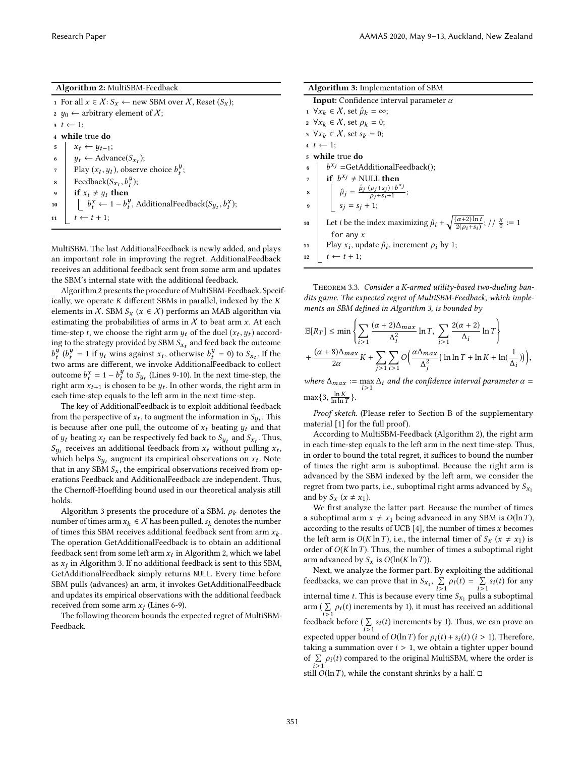**Algorithm 2:** MultiSBM-Feedback

```
1  For all x ∈ X: S_x ← new SBM over X, Reset (S_x);
2  y_0 ← arbitrary element of X;
3  t ← 1;
4  while true do
5      x_t ← y_{t−1};
6      y_t ← Advance(S_{x_t});
7      Play (x_t, y_t), observe choice b_t^y;
8      Feedback(S_{x_t}, b_t^y);
9      if x_t ≠ y_t then
10         b_t^x ← 1 − b_t^y, AdditionalFeedback(S_{y_t}, b_t^x);
11     t ← t + 1;
```

MultiSBM. The last AdditionalFeedback is newly added, and plays an important role in improving the regret. AdditionalFeedback receives an additional feedback sent from some arm and updates the SBM's internal state with the additional feedback.

Algorithm 2 presents the procedure of MultiSBM-Feedback. Specifically, we operate $K$ different SBMs in parallel, indexed by the $K$ elements in $\mathcal{X}$. SBM $S_x$ ($x \in \mathcal{X}$) performs an MAB algorithm via estimating the probabilities of arms in $\mathcal{X}$ to beat arm $x$. At each time-step $t$, we choose the right arm $y_t$ of the duel $(x_t, y_t)$ according to the strategy provided by SBM $S_{x_t}$ and feed back the outcome $b_t^y$ ($b_t^y = 1$ if $y_t$ wins against $x_t$, otherwise $b_t^y = 0$) to $S_{x_t}$. If the two arms are different, we invoke AdditionalFeedback to collect outcome $b_t^x = 1 - b_t^y$ to $S_{y_t}$ (Lines 9-10). In the next time-step, the right arm $x_{t+1}$ is chosen to be $y_t$. In other words, the right arm in each time-step equals to the left arm in the next time-step.

The key of AdditionalFeedback is to exploit additional feedback from the perspective of $x_t$, to augment the information in $S_{y_t}$. This is because after one pull, the outcome of $x_t$ beating $y_t$ and that of $y_t$ beating $x_t$ can be respectively fed back to $S_{y_t}$ and $S_{x_t}$. Thus, $S_{y_t}$ receives an additional feedback from $x_t$ without pulling $x_t$, which helps $S_{y_t}$ augment its empirical observations on $x_t$. Note that in any SBM $S_x$, the empirical observations received from operations Feedback and AdditionalFeedback are independent. Thus, the Chernoff-Hoeffding bound used in our theoretical analysis still holds.

Algorithm 3 presents the procedure of a SBM. $\rho_k$ denotes the number of times arm $x_k \in \mathcal{X}$ has been pulled. $s_k$ denotes the number of times this SBM receives additional feedback sent from arm $x_k$. The operation GetAdditionalFeedback is to obtain an additional feedback sent from some left arm $x_t$ in Algorithm 2, which we label as $x_j$ in Algorithm 3. If no additional feedback is sent to this SBM, GetAdditionalFeedback simply returns NULL. Every time before SBM pulls (advances) an arm, it invokes GetAdditionalFeedback and updates its empirical observations with the additional feedback received from some arm $x_j$ (Lines 6-9).

The following theorem bounds the expected regret of MultiSBM-Feedback.

**Algorithm 3:** Implementation of SBM

**Input:** Confidence interval parameter $\alpha$

```
1  ∀x_k ∈ X, set μ̂_k = ∞;
2  ∀x_k ∈ X, set ρ_k = 0;
3  ∀x_k ∈ X, set s_k = 0;
4  t ← 1;
5  while true do
6      b^{x_j} =GetAdditionalFeedback();
7      if b^{x_j} ≠ NULL then
8          μ̂_j = (μ̂_j·(ρ_j+s_j)+b^{x_j}) / (ρ_j+s_j+1);
9          s_j = s_j + 1;
10     Let i be the index maximizing μ̂_i + sqrt((α+2) ln t / (2(ρ_i+s_i))); // x/0 := 1 for any x
11     Play x_i, update μ̂_i, increment ρ_i by 1;
12     t ← t + 1;
```

Theorem 3.3. *Consider a $K$-armed utility-based two-dueling bandits game. The expected regret of MultiSBM-Feedback, which implements an SBM defined in Algorithm 3, is bounded by*

$$\mathbb{E}[R_T] \leq \min\left\{\sum_{i>1}\frac{(\alpha+2)\Delta_{max}}{\Delta_i^2}\ln T,\ \sum_{i>1}\frac{2(\alpha+2)}{\Delta_i}\ln T\right\}$$
$$+\ \frac{(\alpha+8)\Delta_{max}}{2\alpha}K + \sum_{j>1}\sum_{i>1}O\Big(\frac{\alpha\Delta_{max}}{\Delta_j^2}\big(\ln\ln T + \ln K + \ln(\frac{1}{\Delta_i})\big)\Big),$$

*where $\Delta_{max} := \max_{i>1}\Delta_i$ and the confidence interval parameter $\alpha = \max\{3, \frac{\ln K}{\ln\ln T}\}$.*

*Proof sketch.* (Please refer to Section B of the supplementary material [1] for the full proof).

According to MultiSBM-Feedback (Algorithm 2), the right arm in each time-step equals to the left arm in the next time-step. Thus, in order to bound the total regret, it suffices to bound the number of times the right arm is suboptimal. Because the right arm is advanced by the SBM indexed by the left arm, we consider the regret from two parts, i.e., suboptimal right arms advanced by $S_{x_1}$ and by $S_x$ ($x \neq x_1$).

We first analyze the latter part. Because the number of times a suboptimal arm $x \neq x_1$ being advanced in any SBM is $O(\ln T)$, according to the results of UCB [4], the number of times $x$ becomes the left arm is $O(K \ln T)$, i.e., the internal timer of $S_x$ ($x \neq x_1$) is order of $O(K \ln T)$. Thus, the number of times a suboptimal right arm advanced by $S_x$ is $O(\ln(K \ln T))$.

Next, we analyze the former part. By exploiting the additional feedbacks, we can prove that in $S_{x_1}$, $\sum_{i>1}\rho_i(t) = \sum_{i>1}s_i(t)$ for any internal time $t$. This is because every time $S_{x_1}$ pulls a suboptimal arm ($\sum_{i>1}\rho_i(t)$ increments by 1), it must has received an additional feedback before ($\sum_{i>1}s_i(t)$ increments by 1). Thus, we can prove an expected upper bound of $O(\ln T)$ for $\rho_i(t) + s_i(t)$ ($i > 1$). Therefore, taking a summation over $i > 1$, we obtain a tighter upper bound of $\sum_{i>1}\rho_i(t)$ compared to the original MultiSBM, where the order is still $O(\ln T)$, while the constant shrinks by a half. □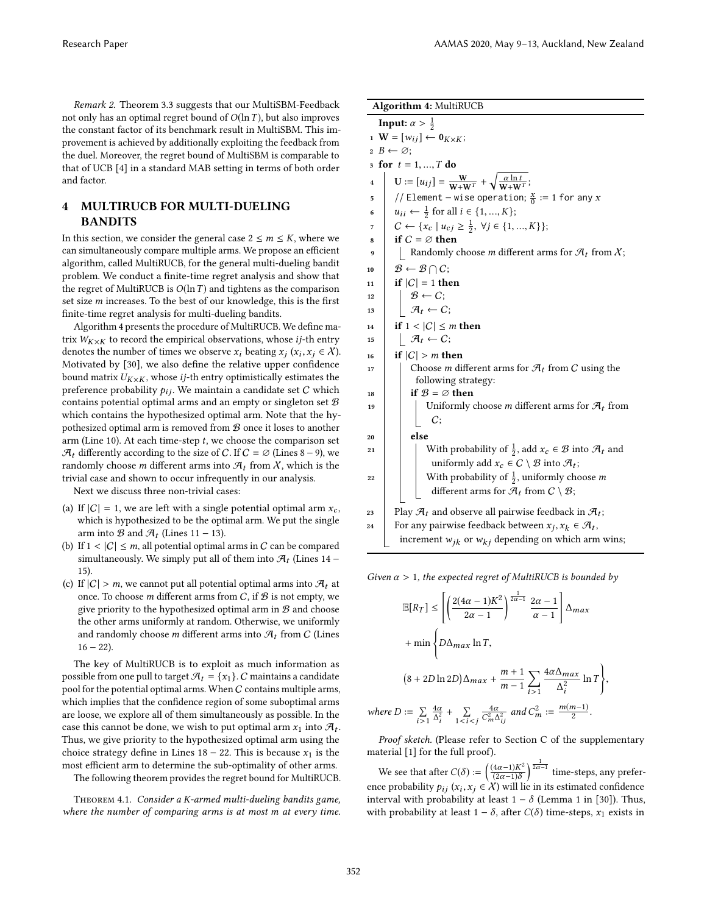*Remark 2.* Theorem 3.3 suggests that our MultiSBM-Feedback not only has an optimal regret bound of $O(\ln T)$, but also improves the constant factor of its benchmark result in MultiSBM. This improvement is achieved by additionally exploiting the feedback from the duel. Moreover, the regret bound of MultiSBM is comparable to that of UCB [4] in a standard MAB setting in terms of both order and factor.

## 4 MULTIRUCB FOR MULTI-DUELING BANDITS

In this section, we consider the general case $2 \leq m \leq K$, where we can simultaneously compare multiple arms. We propose an efficient algorithm, called MultiRUCB, for the general multi-dueling bandit problem. We conduct a finite-time regret analysis and show that the regret of MultiRUCB is $O(\ln T)$ and tightens as the comparison set size $m$ increases. To the best of our knowledge, this is the first finite-time regret analysis for multi-dueling bandits.

Algorithm 4 presents the procedure of MultiRUCB. We define matrix $W_{K \times K}$ to record the empirical observations, whose $ij$-th entry denotes the number of times we observe $x_i$ beating $x_j$ ($x_i, x_j \in \mathcal{X}$). Motivated by [30], we also define the relative upper confidence bound matrix $U_{K \times K}$, whose $ij$-th entry optimistically estimates the preference probability $p_{ij}$. We maintain a candidate set $\mathcal{C}$ which contains potential optimal arms and an empty or singleton set $\mathcal{B}$ which contains the hypothesized optimal arm. Note that the hypothesized optimal arm is removed from $\mathcal{B}$ once it loses to another arm (Line 10). At each time-step $t$, we choose the comparison set $\mathcal{A}_t$ differently according to the size of $\mathcal{C}$. If $\mathcal{C} = \varnothing$ (Lines 8 − 9), we randomly choose $m$ different arms into $\mathcal{A}_t$ from $\mathcal{X}$, which is the trivial case and shown to occur infrequently in our analysis.

Next we discuss three non-trivial cases:

(a) If $|\mathcal{C}| = 1$, we are left with a single potential optimal arm $x_c$, which is hypothesized to be the optimal arm. We put the single arm into $\mathcal{B}$ and $\mathcal{A}_t$ (Lines 11 − 13).

(b) If $1 < |\mathcal{C}| \leq m$, all potential optimal arms in $\mathcal{C}$ can be compared simultaneously. We simply put all of them into $\mathcal{A}_t$ (Lines 14 − 15).

(c) If $|\mathcal{C}| > m$, we cannot put all potential optimal arms into $\mathcal{A}_t$ at once. To choose $m$ different arms from $\mathcal{C}$, if $\mathcal{B}$ is not empty, we give priority to the hypothesized optimal arm in $\mathcal{B}$ and choose the other arms uniformly at random. Otherwise, we uniformly and randomly choose $m$ different arms into $\mathcal{A}_t$ from $\mathcal{C}$ (Lines 16 − 22).

The key of MultiRUCB is to exploit as much information as possible from one pull to target $\mathcal{A}_t = \{x_1\}$. $\mathcal{C}$ maintains a candidate pool for the potential optimal arms. When $\mathcal{C}$ contains multiple arms, which implies that the confidence region of some suboptimal arms are loose, we explore all of them simultaneously as possible. In the case this cannot be done, we wish to put optimal arm $x_1$ into $\mathcal{A}_t$. Thus, we give priority to the hypothesized optimal arm using the choice strategy define in Lines 18 − 22. This is because $x_1$ is the most efficient arm to determine the sub-optimality of other arms.

The following theorem provides the regret bound for MultiRUCB.

**Algorithm 4:** MultiRUCB

```
Input: α > 1/2
1  W = [w_ij] ← 0_{K×K};
2  B ← ∅;
3  for t = 1, ..., T do
4      U := [u_ij] = W/(W+W^T) + sqrt(α ln t / (W+W^T));
5      // Element-wise operation; x/0 := 1 for any x
6      u_ii ← 1/2 for all i ∈ {1, ..., K};
7      C ← {x_c | u_cj ≥ 1/2, ∀j ∈ {1, ..., K}};
8      if C = ∅ then
9          Randomly choose m different arms for A_t from X;
10     B ← B ∩ C;
11     if |C| = 1 then
12         B ← C;
13         A_t ← C;
14     if 1 < |C| ≤ m then
15         A_t ← C;
16     if |C| > m then
17         Choose m different arms for A_t from C using the
           following strategy:
18         if B = ∅ then
19             Uniformly choose m different arms for A_t from
               C;
20         else
21             With probability of 1/2, add x_c ∈ B into A_t and
               uniformly add x_c ∈ C \ B into A_t;
22             With probability of 1/2, uniformly choose m
               different arms for A_t from C \ B;
23     Play A_t and observe all pairwise feedback in A_t;
24     For any pairwise feedback between x_j, x_k ∈ A_t,
       increment w_jk or w_kj depending on which arm wins;
```

Theorem 4.1. *Consider a K-armed multi-dueling bandits game, where the number of comparing arms is at most m at every time. Given $\alpha > 1$, the expected regret of MultiRUCB is bounded by*

$$\mathbb{E}[R_T] \leq \left[\left(\frac{2(4\alpha-1)K^2}{2\alpha-1}\right)^{\frac{1}{2\alpha-1}} \frac{2\alpha-1}{\alpha-1}\right]\Delta_{max}$$

$$+ \min\left\{D\Delta_{max}\ln T,\right.$$

$$\left.\left(8 + 2D\ln 2D\right)\Delta_{max} + \frac{m+1}{m-1}\sum_{i>1}\frac{4\alpha\Delta_{max}}{\Delta_i^2}\ln T\right\},$$

*where $D := \sum_{i>1}\frac{4\alpha}{\Delta_i^2} + \sum_{1<i<j}\frac{4\alpha}{C_m^2\Delta_{ij}^2}$ and $C_m^2 := \frac{m(m-1)}{2}$.*

*Proof sketch.* (Please refer to Section C of the supplementary material [1] for the full proof).

We see that after $C(\delta) := \left(\frac{(4\alpha-1)K^2}{(2\alpha-1)\delta}\right)^{\frac{1}{2\alpha-1}}$ time-steps, any preference probability $p_{ij}$ ($x_i, x_j \in \mathcal{X}$) will lie in its estimated confidence interval with probability at least $1-\delta$ (Lemma 1 in [30]). Thus, with probability at least $1-\delta$, after $C(\delta)$ time-steps, $x_1$ exists in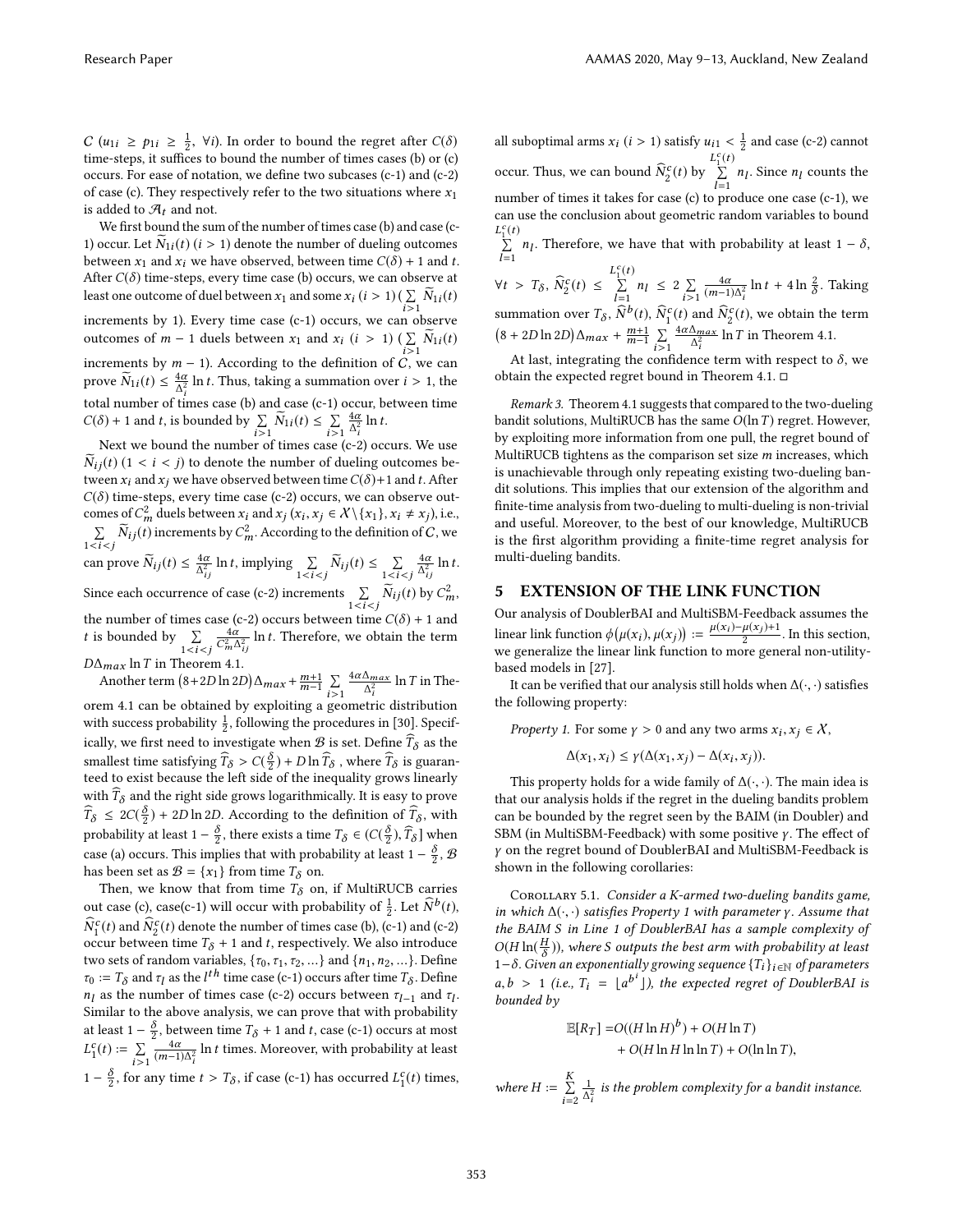$\mathcal{C}$ ($u_{1i} \geq p_{1i} \geq \frac{1}{2}$, $\forall i$). In order to bound the regret after $C(\delta)$ time-steps, it suffices to bound the number of times cases (b) or (c) occurs. For ease of notation, we define two subcases (c-1) and (c-2) of case (c). They respectively refer to the two situations where $x_1$ is added to $\mathcal{A}_t$ and not.

We first bound the sum of the number of times case (b) and case (c-1) occur. Let $\widetilde{N}_{1i}(t)$ ($i > 1$) denote the number of dueling outcomes between $x_1$ and $x_i$ we have observed, between time $C(\delta) + 1$ and $t$. After $C(\delta)$ time-steps, every time case (b) occurs, we can observe at least one outcome of duel between $x_1$ and some $x_i$ ($i > 1$) ($\sum_{i>1} \widetilde{N}_{1i}(t)$ increments by 1). Every time case (c-1) occurs, we can observe outcomes of $m-1$ duels between $x_1$ and $x_i$ ($i > 1$) ($\sum_{i>1} \widetilde{N}_{1i}(t)$ increments by $m-1$). According to the definition of $\mathcal{C}$, we can prove $\widetilde{N}_{1i}(t) \leq \frac{4\alpha}{\Delta_i^2} \ln t$. Thus, taking a summation over $i > 1$, the total number of times case (b) and case (c-1) occur, between time $C(\delta)+1$ and $t$, is bounded by $\sum_{i>1} \widetilde{N}_{1i}(t) \leq \sum_{i>1} \frac{4\alpha}{\Delta_i^2} \ln t$.

Next we bound the number of times case (c-2) occurs. We use $\widetilde{N}_{ij}(t)$ ($1 < i < j$) to denote the number of dueling outcomes between $x_i$ and $x_j$ we have observed between time $C(\delta)+1$ and $t$. After $C(\delta)$ time-steps, every time case (c-2) occurs, we can observe outcomes of $C_m^2$ duels between $x_i$ and $x_j$ ($x_i, x_j \in \mathcal{X} \backslash \{x_1\}, x_i \neq x_j$), i.e., $\sum_{1<i<j} \widetilde{N}_{ij}(t)$ increments by $C_m^2$. According to the definition of $\mathcal{C}$, we can prove $\widetilde{N}_{ij}(t) \leq \frac{4\alpha}{\Delta_{ij}^2} \ln t$, implying $\sum_{1<i<j} \widetilde{N}_{ij}(t) \leq \sum_{1<i<j} \frac{4\alpha}{\Delta_{ij}^2} \ln t$. Since each occurrence of case (c-2) increments $\sum_{1<i<j} \widetilde{N}_{ij}(t)$ by $C_m^2$, the number of times case (c-2) occurs between time $C(\delta)+1$ and $t$ is bounded by $\sum_{1<i<j} \frac{4\alpha}{C_m^2 \Delta_{ij}^2} \ln t$. Therefore, we obtain the term $D\Delta_{max} \ln T$ in Theorem 4.1.

Another term $(8 + 2D \ln 2D)\Delta_{max} + \frac{m+1}{m-1} \sum_{i>1} \frac{4\alpha\Delta_{max}}{\Delta_i^2} \ln T$ in Theorem 4.1 can be obtained by exploiting a geometric distribution with success probability $\frac{1}{2}$, following the procedures in [30]. Specifically, we first need to investigate when $\mathcal{B}$ is set. Define $\widehat{T}_\delta$ as the smallest time satisfying $\widehat{T}_\delta > C(\frac{\delta}{2}) + D \ln \widehat{T}_\delta$, where $\widehat{T}_\delta$ is guaranteed to exist because the left side of the inequality grows linearly with $\widehat{T}_\delta$ and the right side grows logarithmically. It is easy to prove $\widehat{T}_\delta \leq 2C(\frac{\delta}{2}) + 2D \ln 2D$. According to the definition of $\widehat{T}_\delta$, with probability at least $1 - \frac{\delta}{2}$, there exists a time $T_\delta \in (C(\frac{\delta}{2}), \widehat{T}_\delta]$ when case (a) occurs. This implies that with probability at least $1 - \frac{\delta}{2}$, $\mathcal{B}$ has been set as $\mathcal{B} = \{x_1\}$ from time $T_\delta$ on.

Then, we know that from time $T_\delta$ on, if MultiRUCB carries out case (c), case(c-1) will occur with probability of $\frac{1}{2}$. Let $\widehat{N}^b(t)$, $\widehat{N}_1^c(t)$ and $\widehat{N}_2^c(t)$ denote the number of times case (b), (c-1) and (c-2) occur between time $T_\delta + 1$ and $t$, respectively. We also introduce two sets of random variables, $\{\tau_0, \tau_1, \tau_2, ...\}$ and $\{n_1, n_2, ...\}$. Define $\tau_0 := T_\delta$ and $\tau_l$ as the $l^{th}$ time case (c-1) occurs after time $T_\delta$. Define $n_l$ as the number of times case (c-2) occurs between $\tau_{l-1}$ and $\tau_l$. Similar to the above analysis, we can prove that with probability at least $1 - \frac{\delta}{2}$, between time $T_\delta + 1$ and $t$, case (c-1) occurs at most $L_1^c(t) := \sum_{i>1} \frac{4\alpha}{(m-1)\Delta_i^2} \ln t$ times. Moreover, with probability at least $1 - \frac{\delta}{2}$, for any time $t > T_\delta$, if case (c-1) has occurred $L_1^c(t)$ times, all suboptimal arms $x_i$ ($i > 1$) satisfy $u_{i1} < \frac{1}{2}$ and case (c-2) cannot occur. Thus, we can bound $\widehat{N}_2^c(t)$ by $\sum_{l=1}^{L_1^c(t)} n_l$. Since $n_l$ counts the number of times it takes for case (c) to produce one case (c-1), we can use the conclusion about geometric random variables to bound $\sum_{l=1}^{L_1^c(t)} n_l$. Therefore, we have that with probability at least $1 - \delta$, $\forall t > T_\delta$, $\widehat{N}_2^c(t) \leq \sum_{l=1}^{L_1^c(t)} n_l \leq 2 \sum_{i>1} \frac{4\alpha}{(m-1)\Delta_i^2} \ln t + 4 \ln \frac{2}{\delta}$. Taking summation over $T_\delta$, $\widehat{N}^b(t)$, $\widehat{N}_1^c(t)$ and $\widehat{N}_2^c(t)$, we obtain the term $(8 + 2D \ln 2D)\Delta_{max} + \frac{m+1}{m-1} \sum_{i>1} \frac{4\alpha\Delta_{max}}{\Delta_i^2} \ln T$ in Theorem 4.1.

At last, integrating the confidence term with respect to $\delta$, we obtain the expected regret bound in Theorem 4.1. □

*Remark 3.* Theorem 4.1 suggests that compared to the two-dueling bandit solutions, MultiRUCB has the same $O(\ln T)$ regret. However, by exploiting more information from one pull, the regret bound of MultiRUCB tightens as the comparison set size $m$ increases, which is unachievable through only repeating existing two-dueling bandit solutions. This implies that our extension of the algorithm and finite-time analysis from two-dueling to multi-dueling is non-trivial and useful. Moreover, to the best of our knowledge, MultiRUCB is the first algorithm providing a finite-time regret analysis for multi-dueling bandits.

## 5 EXTENSION OF THE LINK FUNCTION

Our analysis of DoublerBAI and MultiSBM-Feedback assumes the linear link function $\phi(\mu(x_i), \mu(x_j)) := \frac{\mu(x_i) - \mu(x_j) + 1}{2}$. In this section, we generalize the linear link function to more general non-utility-based models in [27].

It can be verified that our analysis still holds when $\Delta(\cdot, \cdot)$ satisfies the following property:

*Property 1.* For some $\gamma > 0$ and any two arms $x_i, x_j \in \mathcal{X}$,

$$\Delta(x_1, x_i) \leq \gamma(\Delta(x_1, x_j) - \Delta(x_i, x_j)).$$

This property holds for a wide family of $\Delta(\cdot, \cdot)$. The main idea is that our analysis holds if the regret in the dueling bandits problem can be bounded by the regret seen by the BAIM (in Doubler) and SBM (in MultiSBM-Feedback) with some positive $\gamma$. The effect of $\gamma$ on the regret bound of DoublerBAI and MultiSBM-Feedback is shown in the following corollaries:

Corollary 5.1. *Consider a K-armed two-dueling bandits game, in which $\Delta(\cdot, \cdot)$ satisfies Property 1 with parameter $\gamma$. Assume that the BAIM S in Line 1 of DoublerBAI has a sample complexity of $O(H \ln(\frac{H}{\delta}))$, where S outputs the best arm with probability at least $1 - \delta$. Given an exponentially growing sequence $\{T_i\}_{i \in \mathbb{N}}$ of parameters $a, b > 1$ (i.e., $T_i = \lfloor a^{b^i} \rfloor$), the expected regret of DoublerBAI is bounded by*

$$\begin{aligned}\mathbb{E}[R_T] =& O((H \ln H)^b) + O(H \ln T) \\ &+ O(H \ln H \ln \ln T) + O(\ln \ln T),\end{aligned}$$

*where $H := \sum_{i=2}^{K} \frac{1}{\Delta_i^2}$ is the problem complexity for a bandit instance.*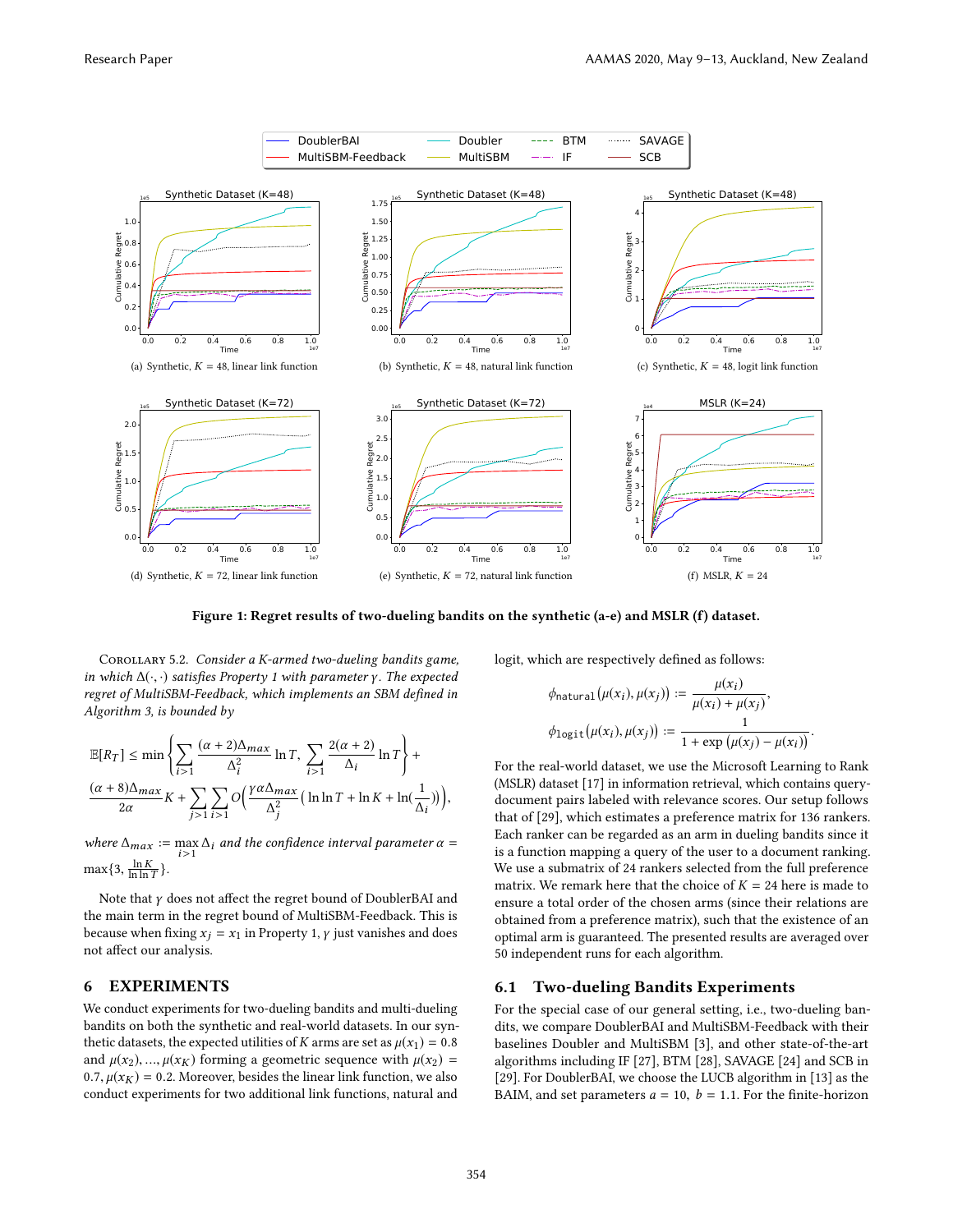Figure 1: Regret results of two-dueling bandits on the synthetic (a-e) and MSLR (f) dataset.

(a) Synthetic, $K = 48$, linear link function

(b) Synthetic, $K = 48$, natural link function

(c) Synthetic, $K = 48$, logit link function

(d) Synthetic, $K = 72$, linear link function

(e) Synthetic, $K = 72$, natural link function

(f) MSLR, $K = 24$

Corollary 5.2. *Consider a K-armed two-dueling bandits game, in which $\Delta(\cdot, \cdot)$ satisfies Property 1 with parameter $\gamma$. The expected regret of MultiSBM-Feedback, which implements an SBM defined in Algorithm 3, is bounded by*

$$\mathbb{E}[R_T] \leq \min\left\{\sum_{i>1} \frac{(\alpha+2)\Delta_{max}}{\Delta_i^2} \ln T, \sum_{i>1} \frac{2(\alpha+2)}{\Delta_i} \ln T\right\} + \frac{(\alpha+8)\Delta_{max}}{2\alpha} K + \sum_{j>1}\sum_{i>1} O\Big(\frac{\gamma\alpha\Delta_{max}}{\Delta_j^2}\big(\ln\ln T + \ln K + \ln(\frac{1}{\Delta_i})\big)\Big),$$

*where $\Delta_{max} := \max_{i>1} \Delta_i$ and the confidence interval parameter $\alpha = \max\{3, \frac{\ln K}{\ln \ln T}\}$.*

Note that $\gamma$ does not affect the regret bound of DoublerBAI and the main term in the regret bound of MultiSBM-Feedback. This is because when fixing $x_j = x_1$ in Property 1, $\gamma$ just vanishes and does not affect our analysis.

## 6 EXPERIMENTS

We conduct experiments for two-dueling bandits and multi-dueling bandits on both the synthetic and real-world datasets. In our synthetic datasets, the expected utilities of $K$ arms are set as $\mu(x_1) = 0.8$ and $\mu(x_2), \dots, \mu(x_K)$ forming a geometric sequence with $\mu(x_2) = 0.7, \mu(x_K) = 0.2$. Moreover, besides the linear link function, we also conduct experiments for two additional link functions, natural and logit, which are respectively defined as follows:

$$\phi_{\texttt{natural}}(\mu(x_i), \mu(x_j)) := \frac{\mu(x_i)}{\mu(x_i) + \mu(x_j)},$$

$$\phi_{\texttt{logit}}(\mu(x_i), \mu(x_j)) := \frac{1}{1 + \exp(\mu(x_j) - \mu(x_i))}.$$

For the real-world dataset, we use the Microsoft Learning to Rank (MSLR) dataset [17] in information retrieval, which contains query-document pairs labeled with relevance scores. Our setup follows that of [29], which estimates a preference matrix for 136 rankers. Each ranker can be regarded as an arm in dueling bandits since it is a function mapping a query of the user to a document ranking. We use a submatrix of 24 rankers selected from the full preference matrix. We remark here that the choice of $K = 24$ here is made to ensure a total order of the chosen arms (since their relations are obtained from a preference matrix), such that the existence of an optimal arm is guaranteed. The presented results are averaged over 50 independent runs for each algorithm.

### 6.1 Two-dueling Bandits Experiments

For the special case of our general setting, i.e., two-dueling bandits, we compare DoublerBAI and MultiSBM-Feedback with their baselines Doubler and MultiSBM [3], and other state-of-the-art algorithms including IF [27], BTM [28], SAVAGE [24] and SCB in [29]. For DoublerBAI, we choose the LUCB algorithm in [13] as the BAIM, and set parameters $a = 10$, $b = 1.1$. For the finite-horizon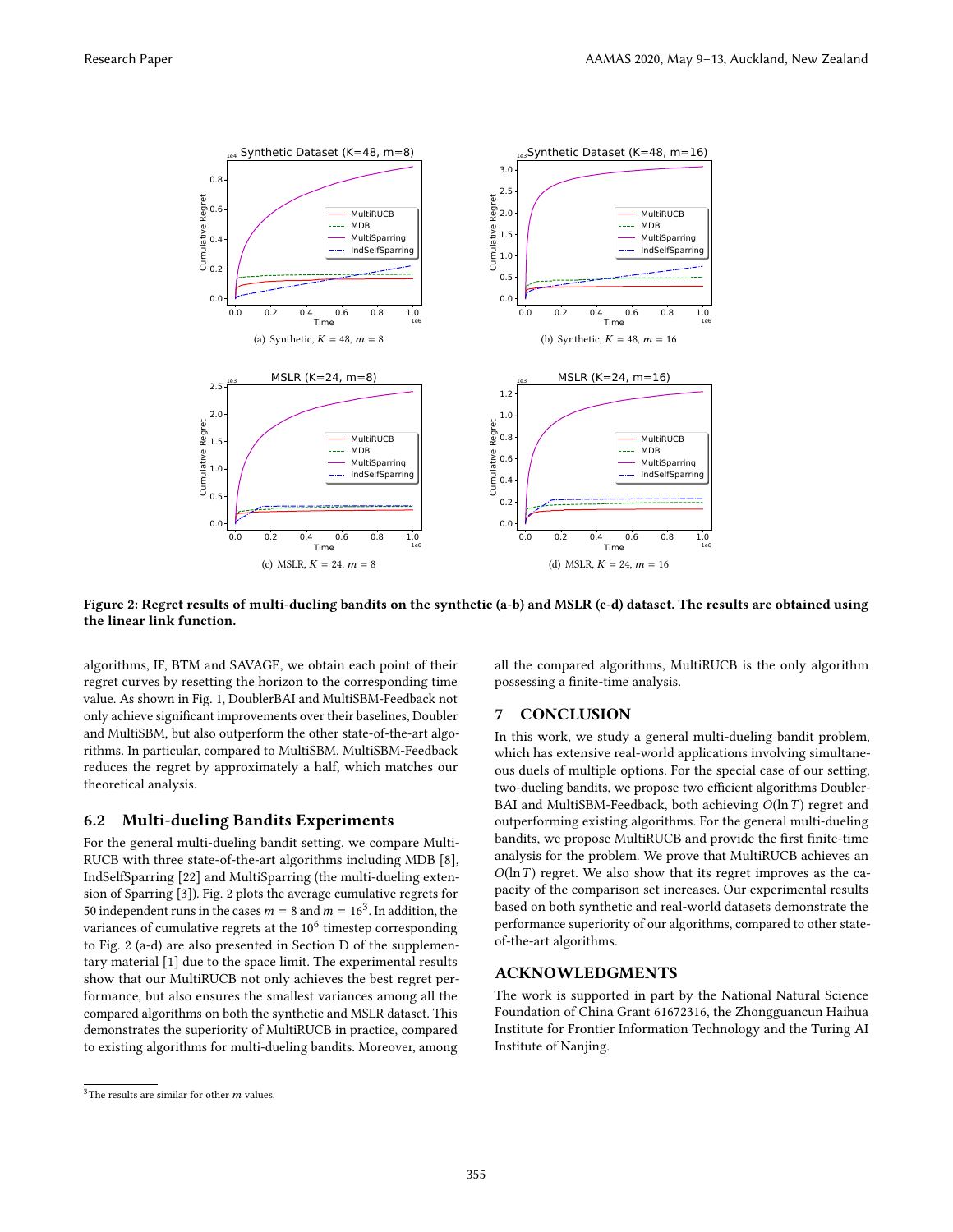(a) Synthetic, $K = 48$, $m = 8$

(b) Synthetic, $K = 48$, $m = 16$

(c) MSLR, $K = 24$, $m = 8$

(d) MSLR, $K = 24$, $m = 16$

**Figure 2: Regret results of multi-dueling bandits on the synthetic (a-b) and MSLR (c-d) dataset. The results are obtained using the linear link function.**

algorithms, IF, BTM and SAVAGE, we obtain each point of their regret curves by resetting the horizon to the corresponding time value. As shown in Fig. 1, DoublerBAI and MultiSBM-Feedback not only achieve significant improvements over their baselines, Doubler and MultiSBM, but also outperform the other state-of-the-art algorithms. In particular, compared to MultiSBM, MultiSBM-Feedback reduces the regret by approximately a half, which matches our theoretical analysis.

## 6.2 Multi-dueling Bandits Experiments

For the general multi-dueling bandit setting, we compare MultiRUCB with three state-of-the-art algorithms including MDB [8], IndSelfSparring [22] and MultiSparring (the multi-dueling extension of Sparring [3]). Fig. 2 plots the average cumulative regrets for 50 independent runs in the cases $m = 8$ and $m = 16$[3]. In addition, the variances of cumulative regrets at the $10^6$ timestep corresponding to Fig. 2 (a-d) are also presented in Section D of the supplementary material [1] due to the space limit. The experimental results show that our MultiRUCB not only achieves the best regret performance, but also ensures the smallest variances among all the compared algorithms on both the synthetic and MSLR dataset. This demonstrates the superiority of MultiRUCB in practice, compared to existing algorithms for multi-dueling bandits. Moreover, among all the compared algorithms, MultiRUCB is the only algorithm possessing a finite-time analysis.

## 7 CONCLUSION

In this work, we study a general multi-dueling bandit problem, which has extensive real-world applications involving simultaneous duels of multiple options. For the special case of our setting, two-dueling bandits, we propose two efficient algorithms DoublerBAI and MultiSBM-Feedback, both achieving $O(\ln T)$ regret and outperforming existing algorithms. For the general multi-dueling bandits, we propose MultiRUCB and provide the first finite-time analysis for the problem. We prove that MultiRUCB achieves an $O(\ln T)$ regret. We also show that its regret improves as the capacity of the comparison set increases. Our experimental results based on both synthetic and real-world datasets demonstrate the performance superiority of our algorithms, compared to other state-of-the-art algorithms.

## ACKNOWLEDGMENTS

The work is supported in part by the National Natural Science Foundation of China Grant 61672316, the Zhongguancun Haihua Institute for Frontier Information Technology and the Turing AI Institute of Nanjing.

---

[3] The results are similar for other $m$ values.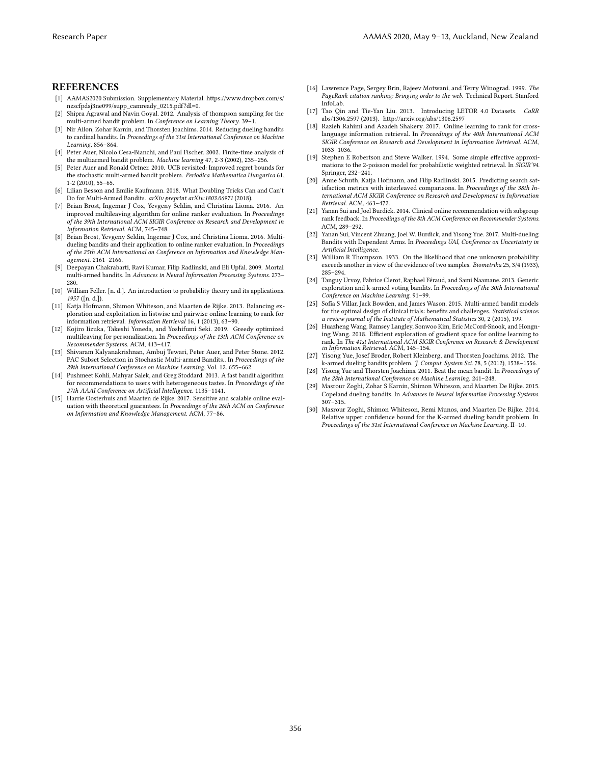## REFERENCES

[1] AAMAS2020 Submission. Supplementary Material. https://www.dropbox.com/s/nzscfpdsj3ne099/supp_camready_0215.pdf?dl=0.

[2] Shipra Agrawal and Navin Goyal. 2012. Analysis of thompson sampling for the multi-armed bandit problem. In *Conference on Learning Theory*. 39–1.

[3] Nir Ailon, Zohar Karnin, and Thorsten Joachims. 2014. Reducing dueling bandits to cardinal bandits. In *Proceedings of the 31st International Conference on Machine Learning*. 856–864.

[4] Peter Auer, Nicolo Cesa-Bianchi, and Paul Fischer. 2002. Finite-time analysis of the multiarmed bandit problem. *Machine learning* 47, 2-3 (2002), 235–256.

[5] Peter Auer and Ronald Ortner. 2010. UCB revisited: Improved regret bounds for the stochastic multi-armed bandit problem. *Periodica Mathematica Hungarica* 61, 1-2 (2010), 55–65.

[6] Lilian Besson and Emilie Kaufmann. 2018. What Doubling Tricks Can and Can't Do for Multi-Armed Bandits. *arXiv preprint arXiv:1803.06971* (2018).

[7] Brian Brost, Ingemar J Cox, Yevgeny Seldin, and Christina Lioma. 2016. An improved multileaving algorithm for online ranker evaluation. In *Proceedings of the 39th International ACM SIGIR Conference on Research and Development in Information Retrieval*. ACM, 745–748.

[8] Brian Brost, Yevgeny Seldin, Ingemar J Cox, and Christina Lioma. 2016. Multi-dueling bandits and their application to online ranker evaluation. In *Proceedings of the 25th ACM International on Conference on Information and Knowledge Management*. 2161–2166.

[9] Deepayan Chakrabarti, Ravi Kumar, Filip Radlinski, and Eli Upfal. 2009. Mortal multi-armed bandits. In *Advances in Neural Information Processing Systems*. 273–280.

[10] William Feller. [n. d.]. An introduction to probability theory and its applications. *1957* ([n. d.]).

[11] Katja Hofmann, Shimon Whiteson, and Maarten de Rijke. 2013. Balancing exploration and exploitation in listwise and pairwise online learning to rank for information retrieval. *Information Retrieval* 16, 1 (2013), 63–90.

[12] Kojiro Iizuka, Takeshi Yoneda, and Yoshifumi Seki. 2019. Greedy optimized multileaving for personalization. In *Proceedings of the 13th ACM Conference on Recommender Systems*. ACM, 413–417.

[13] Shivaram Kalyanakrishnan, Ambuj Tewari, Peter Auer, and Peter Stone. 2012. PAC Subset Selection in Stochastic Multi-armed Bandits.. In *Proceedings of the 29th International Conference on Machine Learning*, Vol. 12. 655–662.

[14] Pushmeet Kohli, Mahyar Salek, and Greg Stoddard. 2013. A fast bandit algorithm for recommendations to users with heterogeneous tastes. In *Proceedings of the 27th AAAI Conference on Artificial Intelligence*. 1135–1141.

[15] Harrie Oosterhuis and Maarten de Rijke. 2017. Sensitive and scalable online evaluation with theoretical guarantees. In *Proceedings of the 26th ACM on Conference on Information and Knowledge Management*. ACM, 77–86.

[16] Lawrence Page, Sergey Brin, Rajeev Motwani, and Terry Winograd. 1999. *The PageRank citation ranking: Bringing order to the web.* Technical Report. Stanford InfoLab.

[17] Tao Qin and Tie-Yan Liu. 2013. Introducing LETOR 4.0 Datasets. *CoRR* abs/1306.2597 (2013). http://arxiv.org/abs/1306.2597

[18] Razieh Rahimi and Azadeh Shakery. 2017. Online learning to rank for cross-language information retrieval. In *Proceedings of the 40th International ACM SIGIR Conference on Research and Development in Information Retrieval*. ACM, 1033–1036.

[19] Stephen E Robertson and Steve Walker. 1994. Some simple effective approximations to the 2-poisson model for probabilistic weighted retrieval. In *SIGIR'94*. Springer, 232–241.

[20] Anne Schuth, Katja Hofmann, and Filip Radlinski. 2015. Predicting search satisfaction metrics with interleaved comparisons. In *Proceedings of the 38th International ACM SIGIR Conference on Research and Development in Information Retrieval*. ACM, 463–472.

[21] Yanan Sui and Joel Burdick. 2014. Clinical online recommendation with subgroup rank feedback. In *Proceedings of the 8th ACM Conference on Recommender Systems*. ACM, 289–292.

[22] Yanan Sui, Vincent Zhuang, Joel W. Burdick, and Yisong Yue. 2017. Multi-dueling Bandits with Dependent Arms. In *Proceedings UAI, Conference on Uncertainty in Artificial Intelligence*.

[23] William R Thompson. 1933. On the likelihood that one unknown probability exceeds another in view of the evidence of two samples. *Biometrika* 25, 3/4 (1933), 285–294.

[24] Tanguy Urvoy, Fabrice Clerot, Raphael Féraud, and Sami Naamane. 2013. Generic exploration and k-armed voting bandits. In *Proceedings of the 30th International Conference on Machine Learning*. 91–99.

[25] Sofía S Villar, Jack Bowden, and James Wason. 2015. Multi-armed bandit models for the optimal design of clinical trials: benefits and challenges. *Statistical science: a review journal of the Institute of Mathematical Statistics* 30, 2 (2015), 199.

[26] Huazheng Wang, Ramsey Langley, Sonwoo Kim, Eric McCord-Snook, and Hongning Wang. 2018. Efficient exploration of gradient space for online learning to rank. In *The 41st International ACM SIGIR Conference on Research & Development in Information Retrieval*. ACM, 145–154.

[27] Yisong Yue, Josef Broder, Robert Kleinberg, and Thorsten Joachims. 2012. The k-armed dueling bandits problem. *J. Comput. System Sci.* 78, 5 (2012), 1538–1556.

[28] Yisong Yue and Thorsten Joachims. 2011. Beat the mean bandit. In *Proceedings of the 28th International Conference on Machine Learning*. 241–248.

[29] Masrour Zoghi, Zohar S Karnin, Shimon Whiteson, and Maarten De Rijke. 2015. Copeland dueling bandits. In *Advances in Neural Information Processing Systems*. 307–315.

[30] Masrour Zoghi, Shimon Whiteson, Remi Munos, and Maarten De Rijke. 2014. Relative upper confidence bound for the K-armed dueling bandit problem. In *Proceedings of the 31st International Conference on Machine Learning*. II–10.